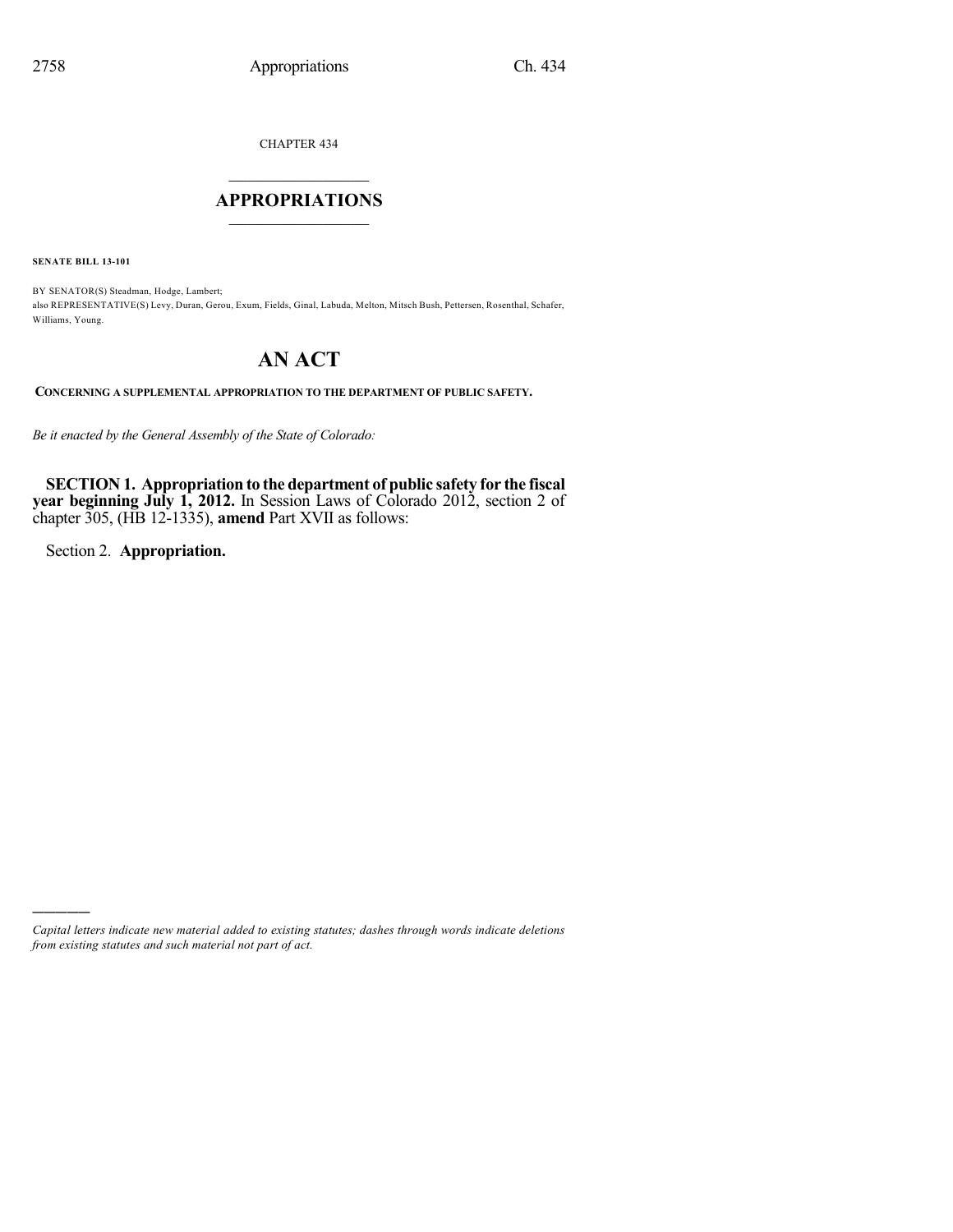CHAPTER 434

# APPROPRIATIONS

**SENATE BILL 13-101**

BY SENATOR(S) Steadman, Hodge, Lambert;
also REPRESENTATIVE(S) Levy, Duran, Gerou, Exum, Fields, Ginal, Labuda, Melton, Mitsch Bush, Pettersen, Rosenthal, Schafer, Williams, Young.

# AN ACT

**CONCERNING A SUPPLEMENTAL APPROPRIATION TO THE DEPARTMENT OF PUBLIC SAFETY.**

*Be it enacted by the General Assembly of the State of Colorado:*

**SECTION 1. Appropriation to the department of public safety for the fiscal year beginning July 1, 2012.** In Session Laws of Colorado 2012, section 2 of chapter 305, (HB 12-1335), **amend** Part XVII as follows:

Section 2. **Appropriation.**

---

*Capital letters indicate new material added to existing statutes; dashes through words indicate deletions from existing statutes and such material not part of act.*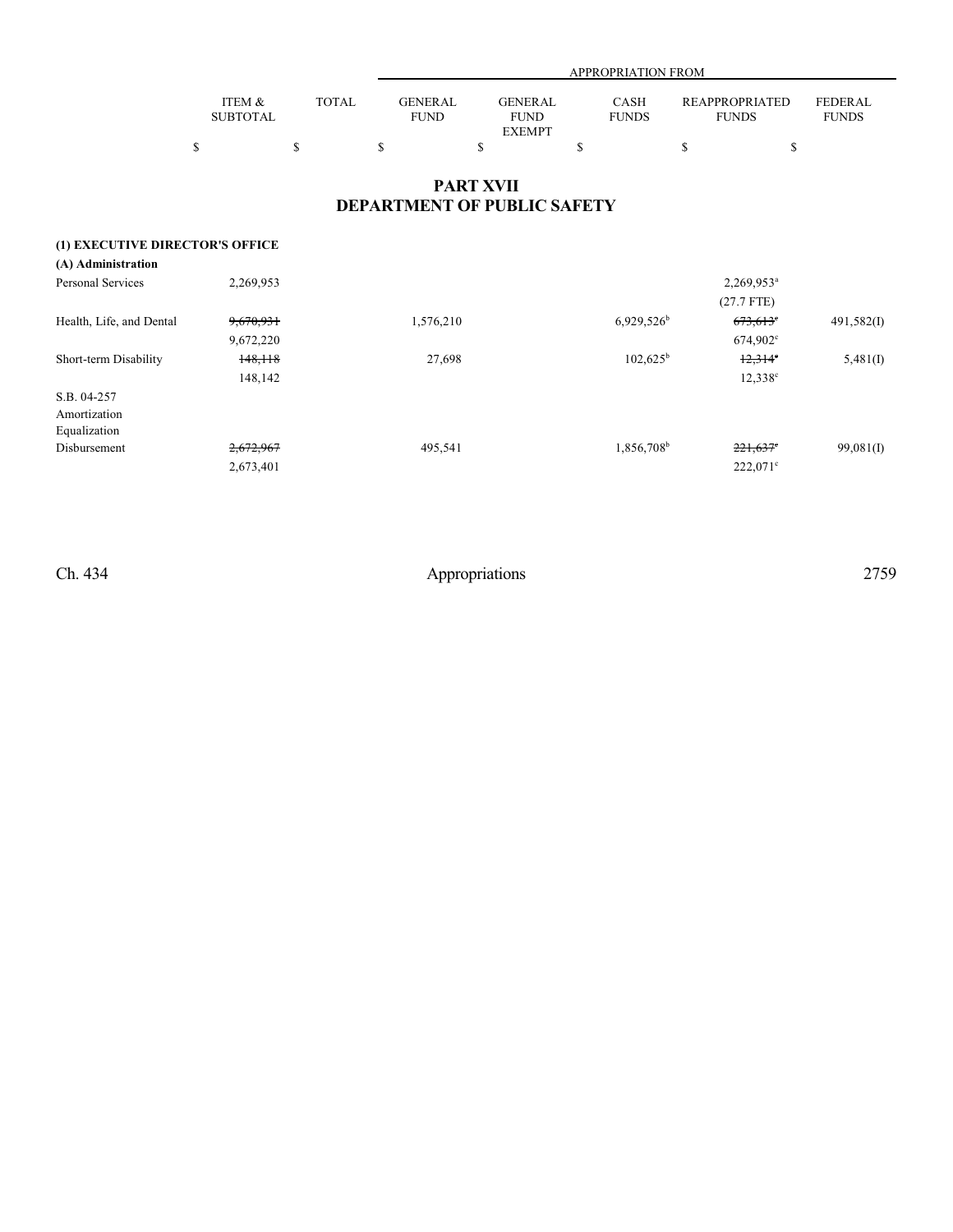| | ITEM & SUBTOTAL | TOTAL | APPROPRIATION FROM | | | | |
|---|---|---|---|---|---|---|---|
| | | | GENERAL FUND | GENERAL FUND EXEMPT | CASH FUNDS | REAPPROPRIATED FUNDS | FEDERAL FUNDS |
| | $ | $ | $ | $ | $ | $ | $ |

# PART XVII
# DEPARTMENT OF PUBLIC SAFETY

**(1) EXECUTIVE DIRECTOR'S OFFICE**

**(A) Administration**

| | ITEM & SUBTOTAL | TOTAL | GENERAL FUND | GENERAL FUND EXEMPT | CASH FUNDS | REAPPROPRIATED FUNDS | FEDERAL FUNDS |
|---|---|---|---|---|---|---|---|
| Personal Services | 2,269,953 | | | | | 2,269,953[a] | |
| | | | | | | (27.7 FTE) | |
| Health, Life, and Dental | ~~9,670,931~~ | | 1,576,210 | | 6,929,526[b] | ~~673,613~~[c] | 491,582(I) |
| | 9,672,220 | | | | | 674,902[c] | |
| Short-term Disability | ~~148,118~~ | | 27,698 | | 102,625[b] | ~~12,314~~[c] | 5,481(I) |
| | 148,142 | | | | | 12,338[c] | |
| S.B. 04-257 Amortization Equalization Disbursement | ~~2,672,967~~ | | 495,541 | | 1,856,708[b] | ~~221,637~~[c] | 99,081(I) |
| | 2,673,401 | | | | | 222,071[c] | |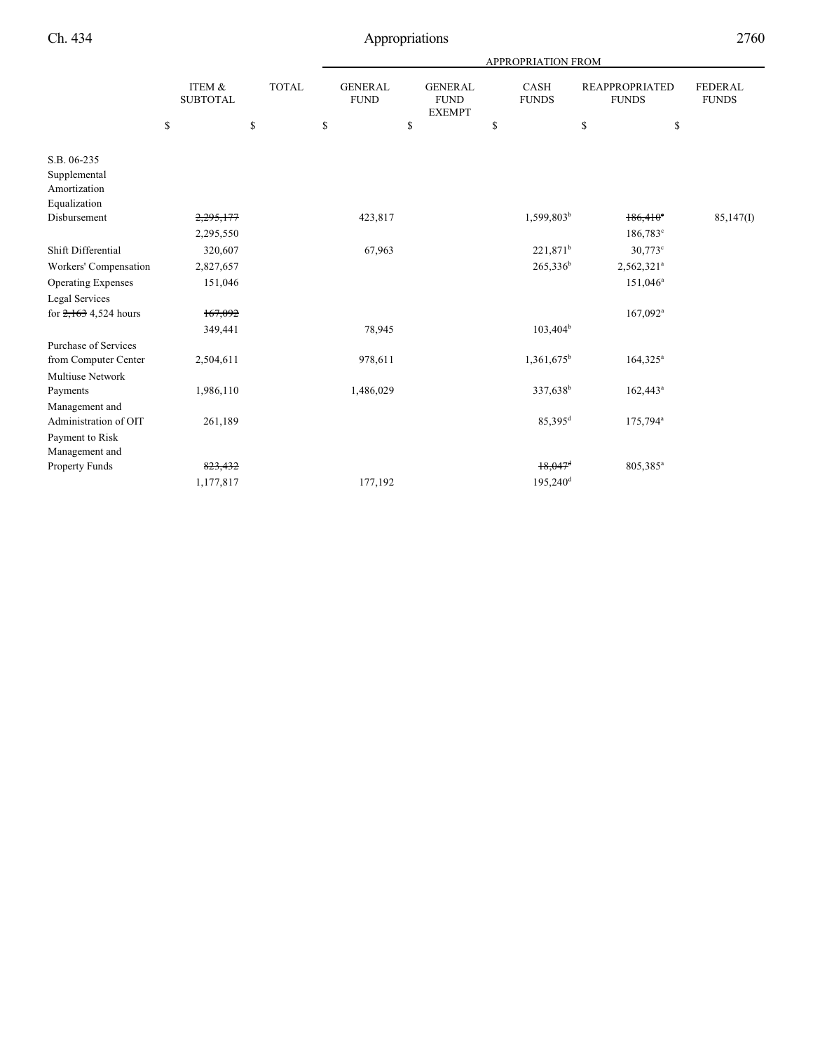| | ITEM & SUBTOTAL | TOTAL | APPROPRIATION FROM GENERAL FUND | GENERAL FUND EXEMPT | CASH FUNDS | REAPPROPRIATED FUNDS | FEDERAL FUNDS |
|---|---|---|---|---|---|---|---|
| | $ | $ | $ | $ | $ | $ | $ |
| S.B. 06-235 Supplemental Amortization Equalization Disbursement | ~~2,295,177~~ 2,295,550 | | 423,817 | | 1,599,803[b] | ~~186,410[c]~~ 186,783[c] | 85,147(I) |
| Shift Differential | 320,607 | | 67,963 | | 221,871[b] | 30,773[c] | |
| Workers' Compensation | 2,827,657 | | | | 265,336[b] | 2,562,321[a] | |
| Operating Expenses | 151,046 | | | | | 151,046[a] | |
| Legal Services for ~~2,163~~ 4,524 hours | ~~167,092~~ 349,441 | | 78,945 | | 103,404[b] | 167,092[a] | |
| Purchase of Services from Computer Center | 2,504,611 | | 978,611 | | 1,361,675[b] | 164,325[a] | |
| Multiuse Network Payments | 1,986,110 | | 1,486,029 | | 337,638[b] | 162,443[a] | |
| Management and Administration of OIT | 261,189 | | | | 85,395[d] | 175,794[a] | |
| Payment to Risk Management and Property Funds | ~~823,432~~ 1,177,817 | | 177,192 | | ~~18,047[d]~~ 195,240[d] | 805,385[a] | |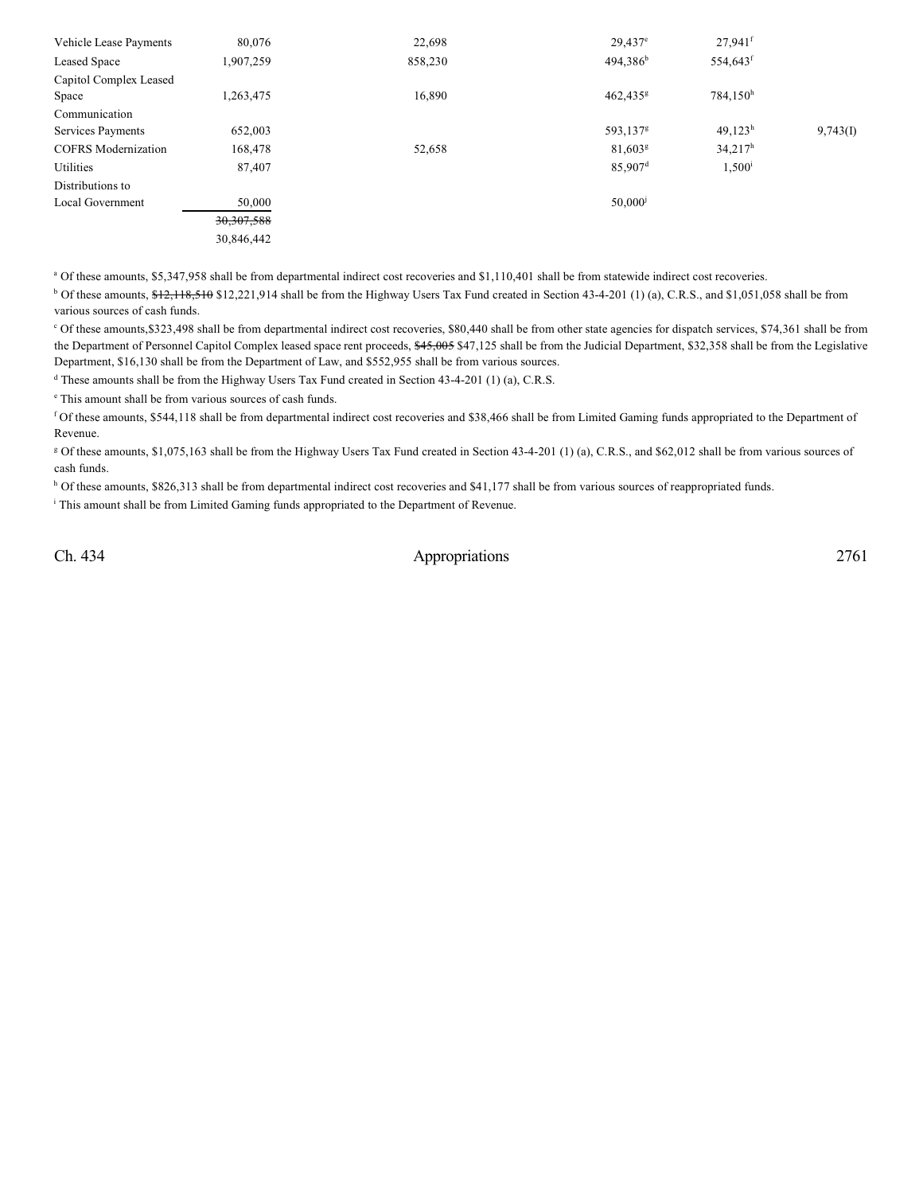| | | | | | |
|---|---|---|---|---|---|
| Vehicle Lease Payments | 80,076 | 22,698 | 29,437[e] | 27,941[f] | |
| Leased Space | 1,907,259 | 858,230 | 494,386[b] | 554,643[f] | |
| Capitol Complex Leased Space | 1,263,475 | 16,890 | 462,435[g] | 784,150[h] | |
| Communication Services Payments | 652,003 | | 593,137[g] | 49,123[h] | 9,743(I) |
| COFRS Modernization | 168,478 | 52,658 | 81,603[g] | 34,217[h] | |
| Utilities | 87,407 | | 85,907[d] | 1,500[i] | |
| Distributions to Local Government | 50,000 | | 50,000[j] | | |
| | ~~30,307,588~~ | | | | |
| | 30,846,442 | | | | |

[a] Of these amounts, $5,347,958 shall be from departmental indirect cost recoveries and $1,110,401 shall be from statewide indirect cost recoveries.

[b] Of these amounts, ~~$12,118,510~~ $12,221,914 shall be from the Highway Users Tax Fund created in Section 43-4-201 (1) (a), C.R.S., and $1,051,058 shall be from various sources of cash funds.

[c] Of these amounts,$323,498 shall be from departmental indirect cost recoveries, $80,440 shall be from other state agencies for dispatch services, $74,361 shall be from the Department of Personnel Capitol Complex leased space rent proceeds, ~~$45,005~~ $47,125 shall be from the Judicial Department, $32,358 shall be from the Legislative Department, $16,130 shall be from the Department of Law, and $552,955 shall be from various sources.

[d] These amounts shall be from the Highway Users Tax Fund created in Section 43-4-201 (1) (a), C.R.S.

[e] This amount shall be from various sources of cash funds.

[f] Of these amounts, $544,118 shall be from departmental indirect cost recoveries and $38,466 shall be from Limited Gaming funds appropriated to the Department of Revenue.

[g] Of these amounts, $1,075,163 shall be from the Highway Users Tax Fund created in Section 43-4-201 (1) (a), C.R.S., and $62,012 shall be from various sources of cash funds.

[h] Of these amounts, $826,313 shall be from departmental indirect cost recoveries and $41,177 shall be from various sources of reappropriated funds.

[i] This amount shall be from Limited Gaming funds appropriated to the Department of Revenue.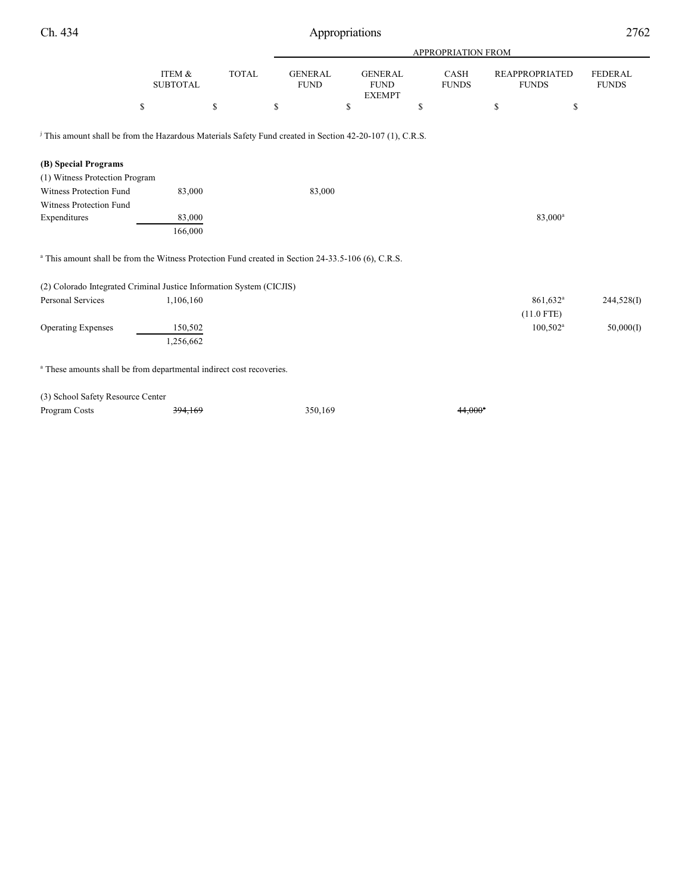| | ITEM & SUBTOTAL | TOTAL | APPROPRIATION FROM GENERAL FUND | GENERAL FUND EXEMPT | CASH FUNDS | REAPPROPRIATED FUNDS | FEDERAL FUNDS |
|---|---|---|---|---|---|---|---|
| | $ | $ | $ | $ | $ | $ | $ |

[j] This amount shall be from the Hazardous Materials Safety Fund created in Section 42-20-107 (1), C.R.S.

| | ITEM & SUBTOTAL | TOTAL | GENERAL FUND | GENERAL FUND EXEMPT | CASH FUNDS | REAPPROPRIATED FUNDS | FEDERAL FUNDS |
|---|---|---|---|---|---|---|---|
| **(B) Special Programs** | | | | | | | |
| (1) Witness Protection Program | | | | | | | |
| Witness Protection Fund | 83,000 | | 83,000 | | | | |
| Witness Protection Fund Expenditures | 83,000 | | | | | 83,000[a] | |
| | 166,000 | | | | | | |

[a] This amount shall be from the Witness Protection Fund created in Section 24-33.5-106 (6), C.R.S.

| | ITEM & SUBTOTAL | TOTAL | GENERAL FUND | GENERAL FUND EXEMPT | CASH FUNDS | REAPPROPRIATED FUNDS | FEDERAL FUNDS |
|---|---|---|---|---|---|---|---|
| (2) Colorado Integrated Criminal Justice Information System (CICJIS) | | | | | | | |
| Personal Services | 1,106,160 | | | | | 861,632[a] (11.0 FTE) | 244,528(I) |
| Operating Expenses | 150,502 | | | | | 100,502[a] | 50,000(I) |
| | 1,256,662 | | | | | | |

[a] These amounts shall be from departmental indirect cost recoveries.

| | ITEM & SUBTOTAL | TOTAL | GENERAL FUND | GENERAL FUND EXEMPT | CASH FUNDS | REAPPROPRIATED FUNDS | FEDERAL FUNDS |
|---|---|---|---|---|---|---|---|
| (3) School Safety Resource Center | | | | | | | |
| Program Costs | ~~394,169~~ | | 350,169 | | ~~44,000~~[a] | | |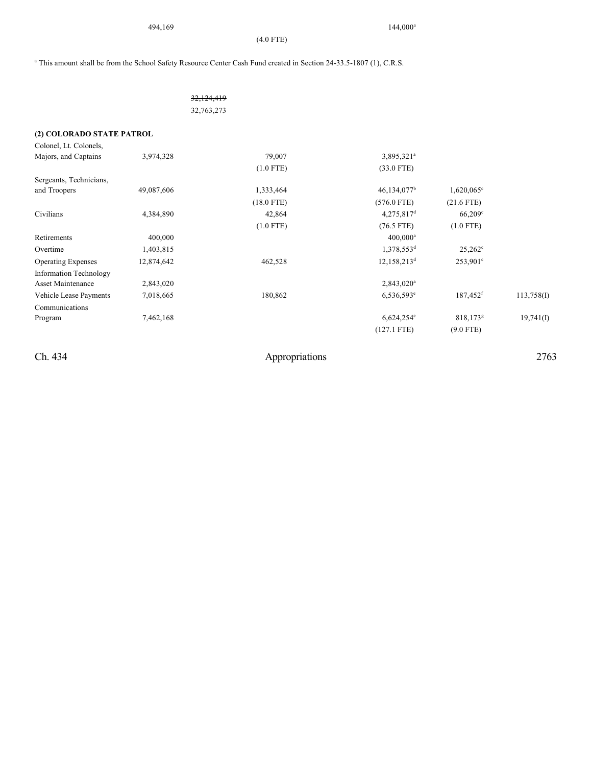| | | | | | |
|---|---|---|---|---|---|
| 494,169 | | | 144,000[a] | | |
| | | (4.0 FTE) | | | |

[a] This amount shall be from the School Safety Resource Center Cash Fund created in Section 24-33.5-1807 (1), C.R.S.

~~32,124,419~~
32,763,273

**(2) COLORADO STATE PATROL**

| | | | | | |
|---|---|---|---|---|---|
| Colonel, Lt. Colonels, Majors, and Captains | 3,974,328 | 79,007 | 3,895,321[a] | | |
| | | (1.0 FTE) | (33.0 FTE) | | |
| Sergeants, Technicians, and Troopers | 49,087,606 | 1,333,464 | 46,134,077[b] | 1,620,065[c] | |
| | | (18.0 FTE) | (576.0 FTE) | (21.6 FTE) | |
| Civilians | 4,384,890 | 42,864 | 4,275,817[d] | 66,209[c] | |
| | | (1.0 FTE) | (76.5 FTE) | (1.0 FTE) | |
| Retirements | 400,000 | | 400,000[a] | | |
| Overtime | 1,403,815 | | 1,378,553[d] | 25,262[c] | |
| Operating Expenses | 12,874,642 | 462,528 | 12,158,213[d] | 253,901[c] | |
| Information Technology Asset Maintenance | 2,843,020 | | 2,843,020[a] | | |
| Vehicle Lease Payments | 7,018,665 | 180,862 | 6,536,593[e] | 187,452[f] | 113,758(I) |
| Communications Program | 7,462,168 | | 6,624,254[e] | 818,173[g] | 19,741(I) |
| | | | (127.1 FTE) | (9.0 FTE) | |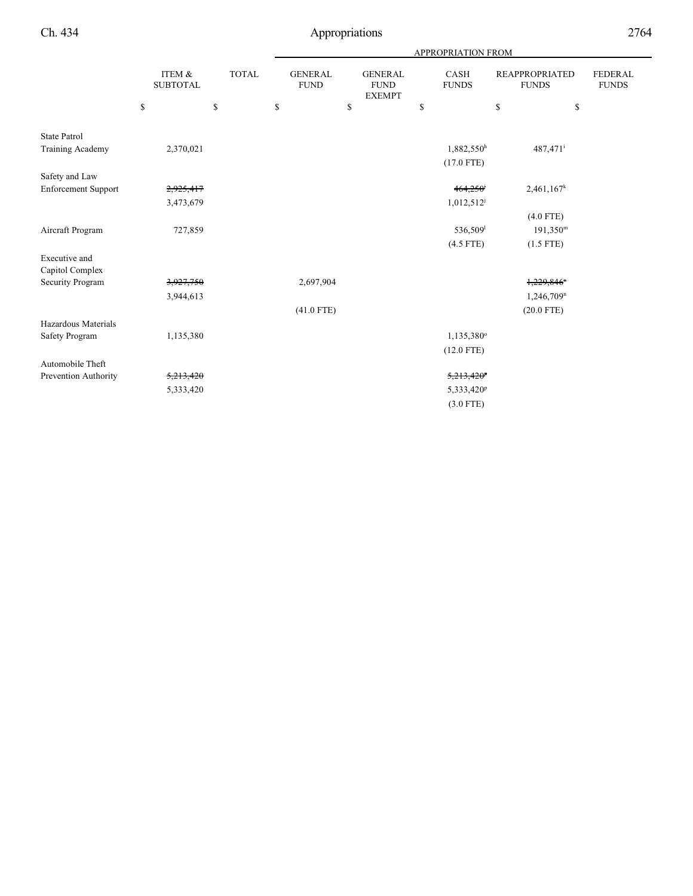| | ITEM & SUBTOTAL | TOTAL | APPROPRIATION FROM GENERAL FUND | GENERAL FUND EXEMPT | CASH FUNDS | REAPPROPRIATED FUNDS | FEDERAL FUNDS |
|---|---|---|---|---|---|---|---|
| | $ | $ | $ | $ | $ | $ | $ |
| State Patrol Training Academy | 2,370,021 | | | | 1,882,550[h] (17.0 FTE) | 487,471[i] | |
| Safety and Law Enforcement Support | ~~2,925,417~~ 3,473,679 | | | | ~~464,250~~[j] 1,012,512[j] | 2,461,167[k] (4.0 FTE) | |
| Aircraft Program | 727,859 | | | | 536,509[l] (4.5 FTE) | 191,350[m] (1.5 FTE) | |
| Executive and Capitol Complex Security Program | ~~3,927,750~~ 3,944,613 | | 2,697,904 (41.0 FTE) | | | ~~1,229,846~~[n] 1,246,709[n] (20.0 FTE) | |
| Hazardous Materials Safety Program | 1,135,380 | | | | 1,135,380[o] (12.0 FTE) | | |
| Automobile Theft Prevention Authority | ~~5,213,420~~ 5,333,420 | | | | ~~5,213,420~~[p] 5,333,420[p] (3.0 FTE) | | |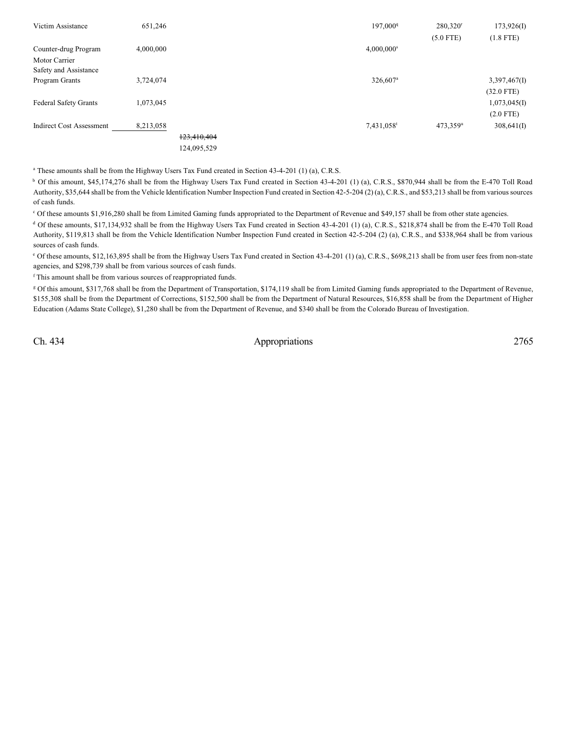| | | | | | | |
|---|---|---|---|---|---|---|
| Victim Assistance | 651,246 | | | 197,000[q] | 280,320[r] | 173,926(I) |
| | | | | | (5.0 FTE) | (1.8 FTE) |
| Counter-drug Program | 4,000,000 | | | 4,000,000[s] | | |
| Motor Carrier Safety and Assistance Program Grants | 3,724,074 | | | 326,607[a] | | 3,397,467(I) |
| | | | | | | (32.0 FTE) |
| Federal Safety Grants | 1,073,045 | | | | | 1,073,045(I) |
| | | | | | | (2.0 FTE) |
| Indirect Cost Assessment | 8,213,058 | | | 7,431,058[t] | 473,359[u] | 308,641(I) |
| | | ~~123,410,404~~ | | | | |
| | | 124,095,529 | | | | |

[a] These amounts shall be from the Highway Users Tax Fund created in Section 43-4-201 (1) (a), C.R.S.

[b] Of this amount, $45,174,276 shall be from the Highway Users Tax Fund created in Section 43-4-201 (1) (a), C.R.S., $870,944 shall be from the E-470 Toll Road Authority, $35,644 shall be from the Vehicle Identification Number Inspection Fund created in Section 42-5-204 (2) (a), C.R.S., and $53,213 shall be from various sources of cash funds.

[c] Of these amounts $1,916,280 shall be from Limited Gaming funds appropriated to the Department of Revenue and $49,157 shall be from other state agencies.

[d] Of these amounts, $17,134,932 shall be from the Highway Users Tax Fund created in Section 43-4-201 (1) (a), C.R.S., $218,874 shall be from the E-470 Toll Road Authority, $119,813 shall be from the Vehicle Identification Number Inspection Fund created in Section 42-5-204 (2) (a), C.R.S., and $338,964 shall be from various sources of cash funds.

[e] Of these amounts, $12,163,895 shall be from the Highway Users Tax Fund created in Section 43-4-201 (1) (a), C.R.S., $698,213 shall be from user fees from non-state agencies, and $298,739 shall be from various sources of cash funds.

[f] This amount shall be from various sources of reappropriated funds.

[g] Of this amount, $317,768 shall be from the Department of Transportation, $174,119 shall be from Limited Gaming funds appropriated to the Department of Revenue, $155,308 shall be from the Department of Corrections, $152,500 shall be from the Department of Natural Resources, $16,858 shall be from the Department of Higher Education (Adams State College), $1,280 shall be from the Department of Revenue, and $340 shall be from the Colorado Bureau of Investigation.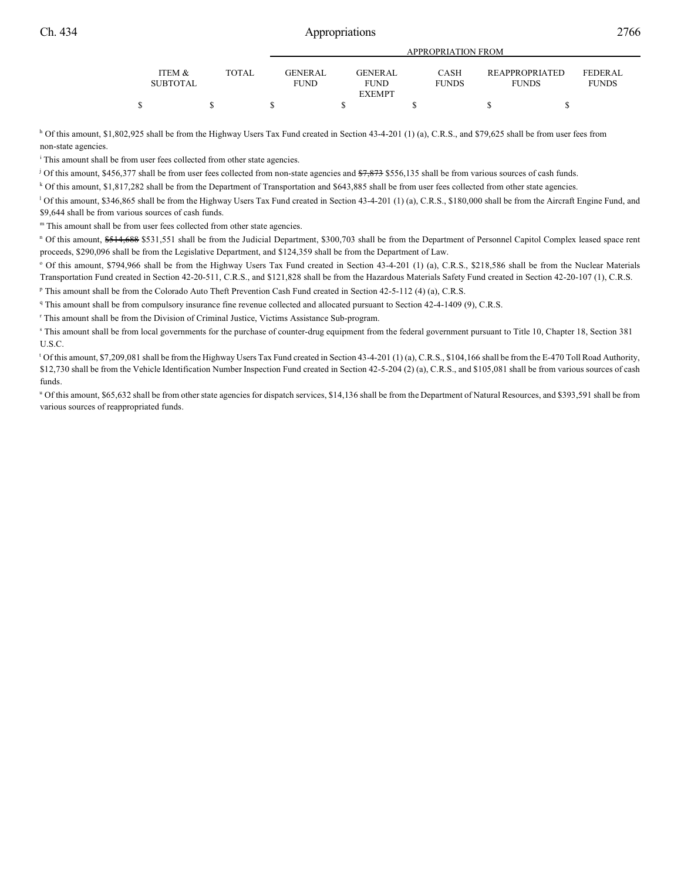| | ITEM & SUBTOTAL | TOTAL | APPROPRIATION FROM | | | | |
|---|---|---|---|---|---|---|---|
| | | | GENERAL FUND | GENERAL FUND EXEMPT | CASH FUNDS | REAPPROPRIATED FUNDS | FEDERAL FUNDS |
| | $ | $ | $ | $ | $ | $ | $ |

[h] Of this amount, $1,802,925 shall be from the Highway Users Tax Fund created in Section 43-4-201 (1) (a), C.R.S., and $79,625 shall be from user fees from non-state agencies.

[i] This amount shall be from user fees collected from other state agencies.

[j] Of this amount, $456,377 shall be from user fees collected from non-state agencies and ~~$7,873~~ $556,135 shall be from various sources of cash funds.

[k] Of this amount, $1,817,282 shall be from the Department of Transportation and $643,885 shall be from user fees collected from other state agencies.

[l] Of this amount, $346,865 shall be from the Highway Users Tax Fund created in Section 43-4-201 (1) (a), C.R.S., $180,000 shall be from the Aircraft Engine Fund, and $9,644 shall be from various sources of cash funds.

[m] This amount shall be from user fees collected from other state agencies.

[n] Of this amount, ~~$514,688~~ $531,551 shall be from the Judicial Department, $300,703 shall be from the Department of Personnel Capitol Complex leased space rent proceeds, $290,096 shall be from the Legislative Department, and $124,359 shall be from the Department of Law.

[o] Of this amount, $794,966 shall be from the Highway Users Tax Fund created in Section 43-4-201 (1) (a), C.R.S., $218,586 shall be from the Nuclear Materials Transportation Fund created in Section 42-20-511, C.R.S., and $121,828 shall be from the Hazardous Materials Safety Fund created in Section 42-20-107 (1), C.R.S.

[p] This amount shall be from the Colorado Auto Theft Prevention Cash Fund created in Section 42-5-112 (4) (a), C.R.S.

[q] This amount shall be from compulsory insurance fine revenue collected and allocated pursuant to Section 42-4-1409 (9), C.R.S.

[r] This amount shall be from the Division of Criminal Justice, Victims Assistance Sub-program.

[s] This amount shall be from local governments for the purchase of counter-drug equipment from the federal government pursuant to Title 10, Chapter 18, Section 381 U.S.C.

[t] Of this amount, $7,209,081 shall be from the Highway Users Tax Fund created in Section 43-4-201 (1) (a), C.R.S., $104,166 shall be from the E-470 Toll Road Authority, $12,730 shall be from the Vehicle Identification Number Inspection Fund created in Section 42-5-204 (2) (a), C.R.S., and $105,081 shall be from various sources of cash funds.

[u] Of this amount, $65,632 shall be from other state agencies for dispatch services, $14,136 shall be from the Department of Natural Resources, and $393,591 shall be from various sources of reappropriated funds.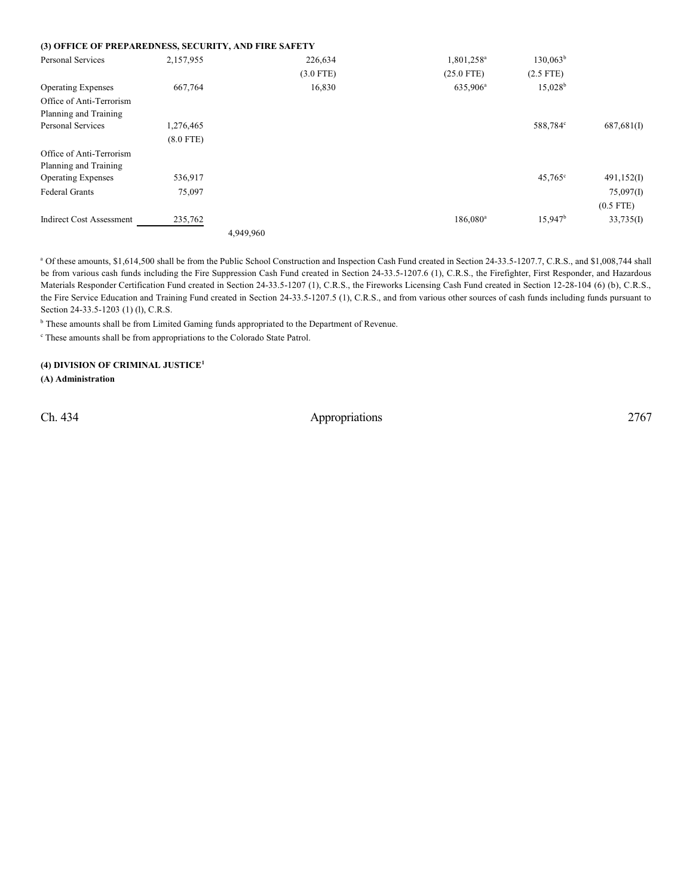**(3) OFFICE OF PREPAREDNESS, SECURITY, AND FIRE SAFETY**

| | | | | | | |
|---|---|---|---|---|---|---|
| Personal Services | 2,157,955 | | 226,634 | 1,801,258[a] | 130,063[b] | |
| | | | (3.0 FTE) | (25.0 FTE) | (2.5 FTE) | |
| Operating Expenses | 667,764 | | 16,830 | 635,906[a] | 15,028[b] | |
| Office of Anti-Terrorism Planning and Training Personal Services | 1,276,465 | | | | 588,784[c] | 687,681(I) |
| | (8.0 FTE) | | | | | |
| Office of Anti-Terrorism Planning and Training Operating Expenses | 536,917 | | | | 45,765[c] | 491,152(I) |
| Federal Grants | 75,097 | | | | | 75,097(I) |
| | | | | | | (0.5 FTE) |
| Indirect Cost Assessment | 235,762 | | | 186,080[a] | 15,947[b] | 33,735(I) |
| | | 4,949,960 | | | | |

[a] Of these amounts, $1,614,500 shall be from the Public School Construction and Inspection Cash Fund created in Section 24-33.5-1207.7, C.R.S., and $1,008,744 shall be from various cash funds including the Fire Suppression Cash Fund created in Section 24-33.5-1207.6 (1), C.R.S., the Firefighter, First Responder, and Hazardous Materials Responder Certification Fund created in Section 24-33.5-1207 (1), C.R.S., the Fireworks Licensing Cash Fund created in Section 12-28-104 (6) (b), C.R.S., the Fire Service Education and Training Fund created in Section 24-33.5-1207.5 (1), C.R.S., and from various other sources of cash funds including funds pursuant to Section 24-33.5-1203 (1) (l), C.R.S.

[b] These amounts shall be from Limited Gaming funds appropriated to the Department of Revenue.

[c] These amounts shall be from appropriations to the Colorado State Patrol.

**(4) DIVISION OF CRIMINAL JUSTICE[1]**

**(A) Administration**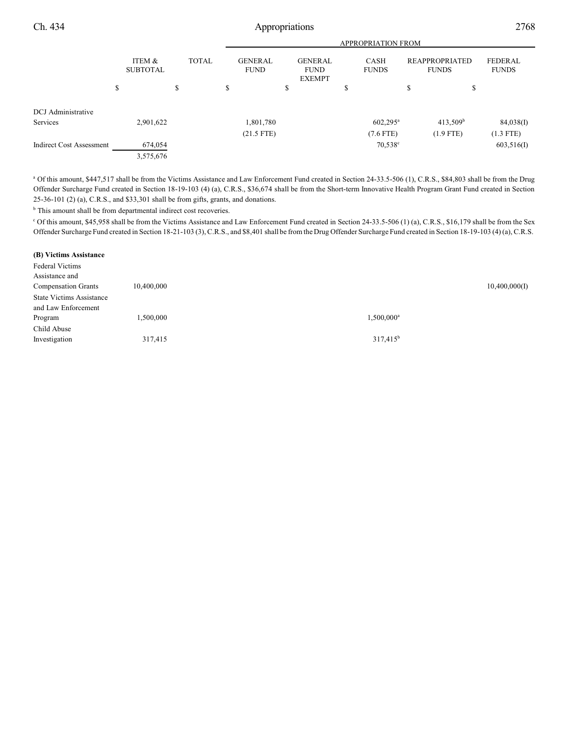| | ITEM & SUBTOTAL | TOTAL | GENERAL FUND | GENERAL FUND EXEMPT | CASH FUNDS | REAPPROPRIATED FUNDS | FEDERAL FUNDS |
|---|---|---|---|---|---|---|---|
| | | | APPROPRIATION FROM | | | | |
| | $ | $ | $ | $ | $ | $ | $ |
| DCJ Administrative Services | 2,901,622 | | 1,801,780 | | 602,295[a] | 413,509[b] | 84,038(I) |
| | | | (21.5 FTE) | | (7.6 FTE) | (1.9 FTE) | (1.3 FTE) |
| Indirect Cost Assessment | 674,054 | | | | 70,538[c] | | 603,516(I) |
| | 3,575,676 | | | | | | |

[a] Of this amount, $447,517 shall be from the Victims Assistance and Law Enforcement Fund created in Section 24-33.5-506 (1), C.R.S., $84,803 shall be from the Drug Offender Surcharge Fund created in Section 18-19-103 (4) (a), C.R.S., $36,674 shall be from the Short-term Innovative Health Program Grant Fund created in Section 25-36-101 (2) (a), C.R.S., and $33,301 shall be from gifts, grants, and donations.

[b] This amount shall be from departmental indirect cost recoveries.

[c] Of this amount, $45,958 shall be from the Victims Assistance and Law Enforcement Fund created in Section 24-33.5-506 (1) (a), C.R.S., $16,179 shall be from the Sex Offender Surcharge Fund created in Section 18-21-103 (3), C.R.S., and $8,401 shall be from the Drug Offender Surcharge Fund created in Section 18-19-103 (4) (a), C.R.S.

**(B) Victims Assistance**

| | ITEM & SUBTOTAL | TOTAL | GENERAL FUND | GENERAL FUND EXEMPT | CASH FUNDS | REAPPROPRIATED FUNDS | FEDERAL FUNDS |
|---|---|---|---|---|---|---|---|
| Federal Victims Assistance and Compensation Grants | 10,400,000 | | | | | | 10,400,000(I) |
| State Victims Assistance and Law Enforcement Program | 1,500,000 | | | | 1,500,000[a] | | |
| Child Abuse Investigation | 317,415 | | | | 317,415[b] | | |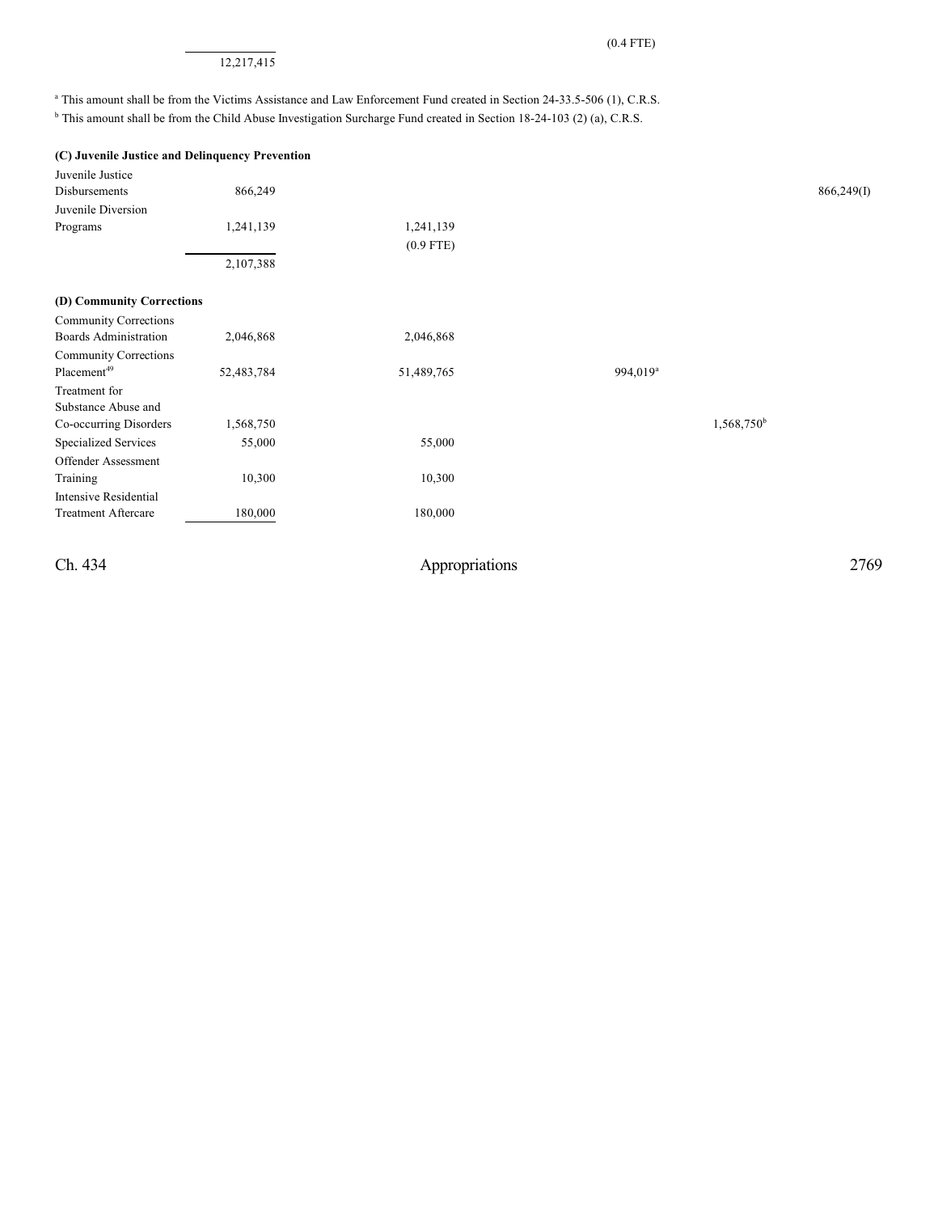| | | | | | |
|---|---|---|---|---|---|
| | | | (0.4 FTE) | | |
| | 12,217,415 | | | | |

[a] This amount shall be from the Victims Assistance and Law Enforcement Fund created in Section 24-33.5-506 (1), C.R.S.
[b] This amount shall be from the Child Abuse Investigation Surcharge Fund created in Section 18-24-103 (2) (a), C.R.S.

**(C) Juvenile Justice and Delinquency Prevention**

| | | | | | |
|---|---|---|---|---|---|
| Juvenile Justice Disbursements | 866,249 | | | | 866,249(I) |
| Juvenile Diversion Programs | 1,241,139 | 1,241,139 (0.9 FTE) | | | |
| | 2,107,388 | | | | |

**(D) Community Corrections**

| | | | | | |
|---|---|---|---|---|---|
| Community Corrections Boards Administration | 2,046,868 | 2,046,868 | | | |
| Community Corrections Placement[49] | 52,483,784 | 51,489,765 | 994,019[a] | | |
| Treatment for Substance Abuse and Co-occurring Disorders | 1,568,750 | | | 1,568,750[b] | |
| Specialized Services | 55,000 | 55,000 | | | |
| Offender Assessment Training | 10,300 | 10,300 | | | |
| Intensive Residential Treatment Aftercare | 180,000 | 180,000 | | | |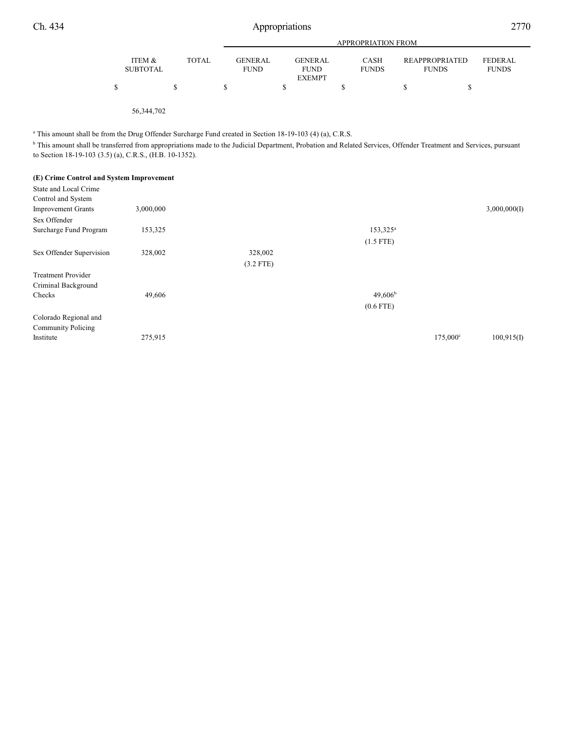| | ITEM & SUBTOTAL | TOTAL | GENERAL FUND | GENERAL FUND EXEMPT | CASH FUNDS | REAPPROPRIATED FUNDS | FEDERAL FUNDS |
|---|---|---|---|---|---|---|---|
| | $ | $ | $ | $ | $ | $ | $ |
| | 56,344,702 | | | | | | |

[a] This amount shall be from the Drug Offender Surcharge Fund created in Section 18-19-103 (4) (a), C.R.S.

[b] This amount shall be transferred from appropriations made to the Judicial Department, Probation and Related Services, Offender Treatment and Services, pursuant to Section 18-19-103 (3.5) (a), C.R.S., (H.B. 10-1352).

**(E) Crime Control and System Improvement**

| | ITEM & SUBTOTAL | TOTAL | GENERAL FUND | GENERAL FUND EXEMPT | CASH FUNDS | REAPPROPRIATED FUNDS | FEDERAL FUNDS |
|---|---|---|---|---|---|---|---|
| State and Local Crime Control and System Improvement Grants | 3,000,000 | | | | | | 3,000,000(I) |
| Sex Offender Surcharge Fund Program | 153,325 | | | | 153,325[a] | | |
| | | | | | (1.5 FTE) | | |
| Sex Offender Supervision | 328,002 | | 328,002 | | | | |
| | | | (3.2 FTE) | | | | |
| Treatment Provider Criminal Background Checks | 49,606 | | | | 49,606[b] | | |
| | | | | | (0.6 FTE) | | |
| Colorado Regional and Community Policing Institute | 275,915 | | | | | 175,000[c] | 100,915(I) |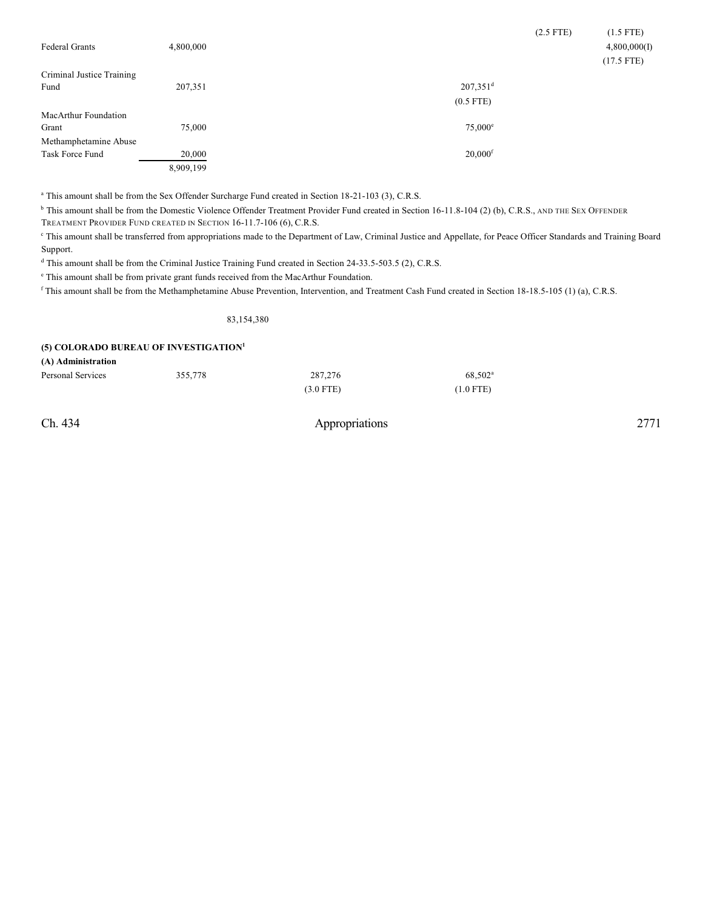| | | | | | |
|---|---|---|---|---|---|
| | | | | (2.5 FTE) | (1.5 FTE) |
| Federal Grants | 4,800,000 | | | | 4,800,000(I) |
| | | | | | (17.5 FTE) |
| Criminal Justice Training Fund | 207,351 | | 207,351[d] | | |
| | | | (0.5 FTE) | | |
| MacArthur Foundation Grant | 75,000 | | 75,000[e] | | |
| Methamphetamine Abuse Task Force Fund | 20,000 | | 20,000[f] | | |
| | 8,909,199 | | | | |

[a] This amount shall be from the Sex Offender Surcharge Fund created in Section 18-21-103 (3), C.R.S.

[b] This amount shall be from the Domestic Violence Offender Treatment Provider Fund created in Section 16-11.8-104 (2) (b), C.R.S., AND THE SEX OFFENDER TREATMENT PROVIDER FUND CREATED IN SECTION 16-11.7-106 (6), C.R.S.

[c] This amount shall be transferred from appropriations made to the Department of Law, Criminal Justice and Appellate, for Peace Officer Standards and Training Board Support.

[d] This amount shall be from the Criminal Justice Training Fund created in Section 24-33.5-503.5 (2), C.R.S.

[e] This amount shall be from private grant funds received from the MacArthur Foundation.

[f] This amount shall be from the Methamphetamine Abuse Prevention, Intervention, and Treatment Cash Fund created in Section 18-18.5-105 (1) (a), C.R.S.

83,154,380

**(5) COLORADO BUREAU OF INVESTIGATION[1]**

**(A) Administration**

| | | | | | |
|---|---|---|---|---|---|
| Personal Services | 355,778 | 287,276 | 68,502[a] | | |
| | | (3.0 FTE) | (1.0 FTE) | | |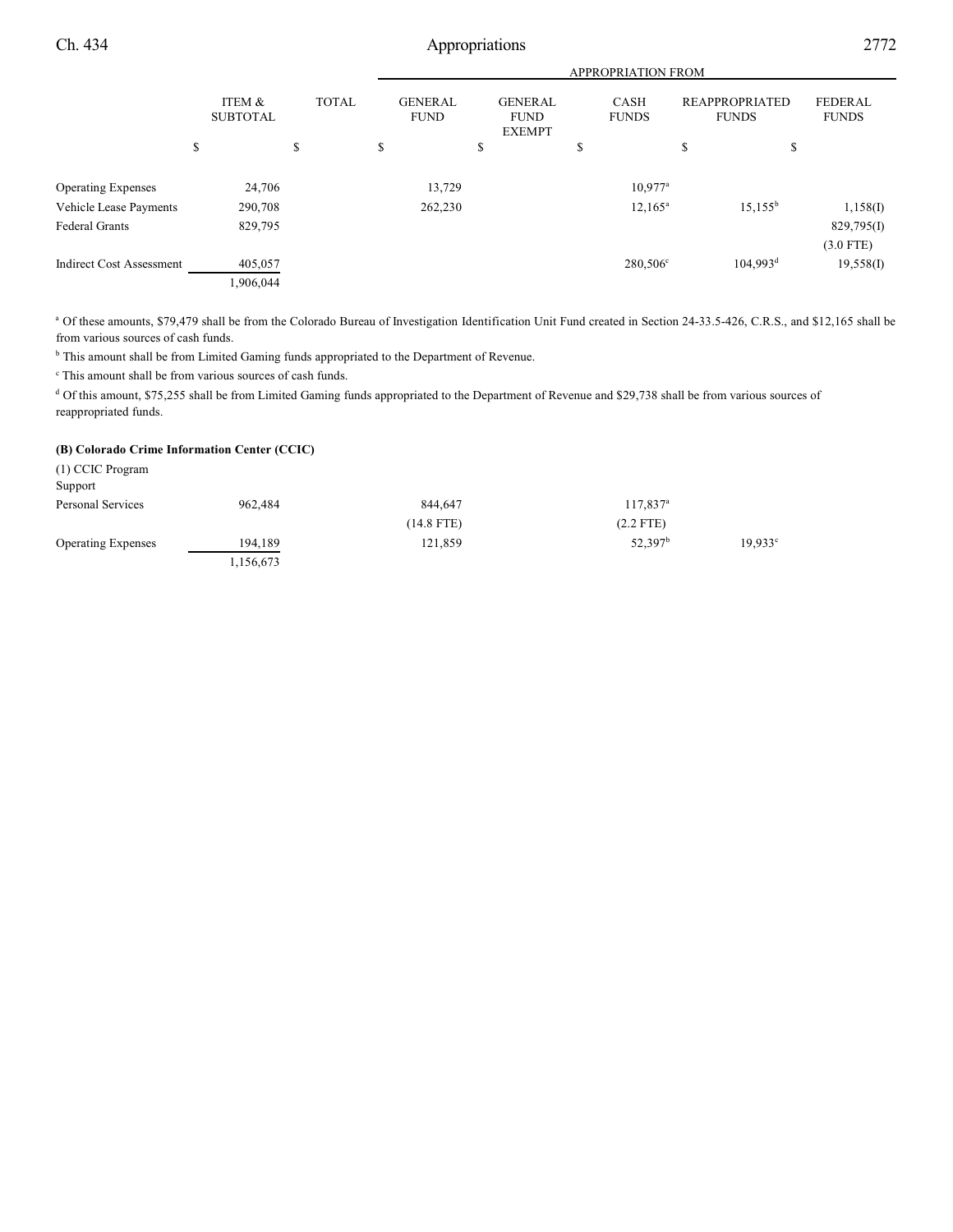| | ITEM & SUBTOTAL | TOTAL | GENERAL FUND | GENERAL FUND EXEMPT | CASH FUNDS | REAPPROPRIATED FUNDS | FEDERAL FUNDS |
|---|---|---|---|---|---|---|---|
| | | | APPROPRIATION FROM | | | | |
| | $ | $ | $ | $ | $ | $ | $ |
| Operating Expenses | 24,706 | | 13,729 | | 10,977[a] | | |
| Vehicle Lease Payments | 290,708 | | 262,230 | | 12,165[a] | 15,155[b] | 1,158(I) |
| Federal Grants | 829,795 | | | | | | 829,795(I) |
| | | | | | | | (3.0 FTE) |
| Indirect Cost Assessment | 405,057 | | | | 280,506[c] | 104,993[d] | 19,558(I) |
| | 1,906,044 | | | | | | |

[a] Of these amounts, $79,479 shall be from the Colorado Bureau of Investigation Identification Unit Fund created in Section 24-33.5-426, C.R.S., and $12,165 shall be from various sources of cash funds.

[b] This amount shall be from Limited Gaming funds appropriated to the Department of Revenue.

[c] This amount shall be from various sources of cash funds.

[d] Of this amount, $75,255 shall be from Limited Gaming funds appropriated to the Department of Revenue and $29,738 shall be from various sources of reappropriated funds.

**(B) Colorado Crime Information Center (CCIC)**

| | ITEM & SUBTOTAL | TOTAL | GENERAL FUND | GENERAL FUND EXEMPT | CASH FUNDS | REAPPROPRIATED FUNDS | FEDERAL FUNDS |
|---|---|---|---|---|---|---|---|
| (1) CCIC Program Support | | | | | | | |
| Personal Services | 962,484 | | 844,647 | | 117,837[a] | | |
| | | | (14.8 FTE) | | (2.2 FTE) | | |
| Operating Expenses | 194,189 | | 121,859 | | 52,397[b] | 19,933[c] | |
| | 1,156,673 | | | | | | |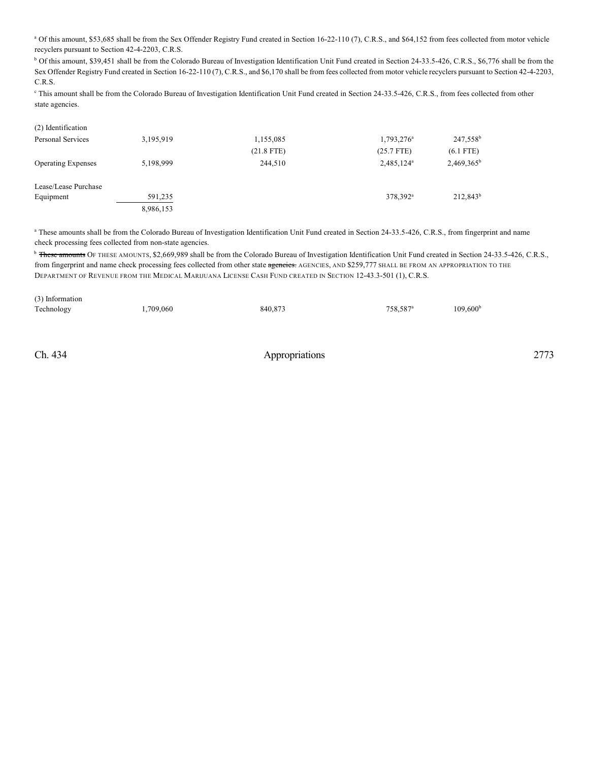[a] Of this amount, $53,685 shall be from the Sex Offender Registry Fund created in Section 16-22-110 (7), C.R.S., and $64,152 from fees collected from motor vehicle recyclers pursuant to Section 42-4-2203, C.R.S.

[b] Of this amount, $39,451 shall be from the Colorado Bureau of Investigation Identification Unit Fund created in Section 24-33.5-426, C.R.S., $6,776 shall be from the Sex Offender Registry Fund created in Section 16-22-110 (7), C.R.S., and $6,170 shall be from fees collected from motor vehicle recyclers pursuant to Section 42-4-2203, C.R.S.

[c] This amount shall be from the Colorado Bureau of Investigation Identification Unit Fund created in Section 24-33.5-426, C.R.S., from fees collected from other state agencies.

| | | | | |
|---|---|---|---|---|
| (2) Identification | | | | |
| Personal Services | 3,195,919 | 1,155,085 | 1,793,276[a] | 247,558[b] |
| | | (21.8 FTE) | (25.7 FTE) | (6.1 FTE) |
| Operating Expenses | 5,198,999 | 244,510 | 2,485,124[a] | 2,469,365[b] |
| Lease/Lease Purchase Equipment | 591,235 | | 378,392[a] | 212,843[b] |
| | 8,986,153 | | | |

[a] These amounts shall be from the Colorado Bureau of Investigation Identification Unit Fund created in Section 24-33.5-426, C.R.S., from fingerprint and name check processing fees collected from non-state agencies.

[b] ~~These amounts~~ OF THESE AMOUNTS, $2,669,989 shall be from the Colorado Bureau of Investigation Identification Unit Fund created in Section 24-33.5-426, C.R.S., from fingerprint and name check processing fees collected from other state ~~agencies.~~ AGENCIES, AND $259,777 SHALL BE FROM AN APPROPRIATION TO THE DEPARTMENT OF REVENUE FROM THE MEDICAL MARIJUANA LICENSE CASH FUND CREATED IN SECTION 12-43.3-501 (1), C.R.S.

| | | | | |
|---|---|---|---|---|
| (3) Information Technology | 1,709,060 | 840,873 | 758,587[a] | 109,600[b] |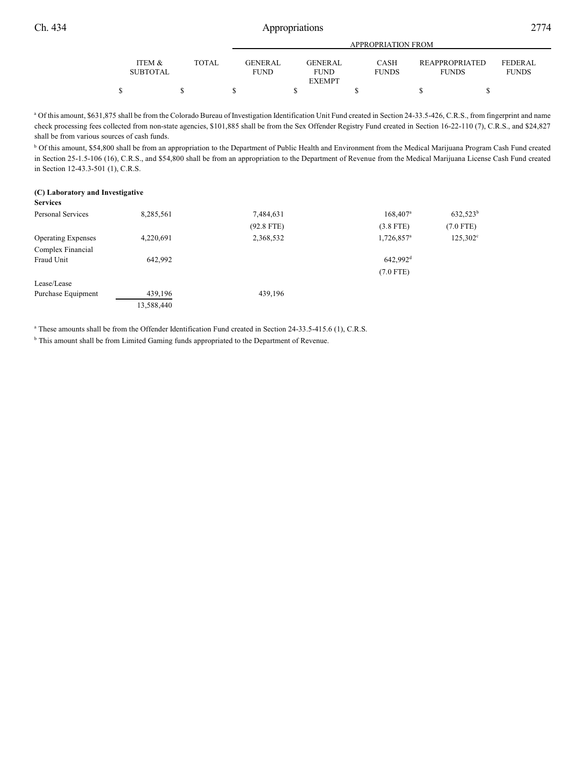| | ITEM & SUBTOTAL | TOTAL | GENERAL FUND | GENERAL FUND EXEMPT | CASH FUNDS | REAPPROPRIATED FUNDS | FEDERAL FUNDS |
|---|---|---|---|---|---|---|---|
| | $ | $ | $ | $ | $ | $ | $ |

[a] Of this amount, $631,875 shall be from the Colorado Bureau of Investigation Identification Unit Fund created in Section 24-33.5-426, C.R.S., from fingerprint and name check processing fees collected from non-state agencies, $101,885 shall be from the Sex Offender Registry Fund created in Section 16-22-110 (7), C.R.S., and $24,827 shall be from various sources of cash funds.

[b] Of this amount, $54,800 shall be from an appropriation to the Department of Public Health and Environment from the Medical Marijuana Program Cash Fund created in Section 25-1.5-106 (16), C.R.S., and $54,800 shall be from an appropriation to the Department of Revenue from the Medical Marijuana License Cash Fund created in Section 12-43.3-501 (1), C.R.S.

**(C) Laboratory and Investigative Services**

| | ITEM & SUBTOTAL | TOTAL | GENERAL FUND | GENERAL FUND EXEMPT | CASH FUNDS | REAPPROPRIATED FUNDS | FEDERAL FUNDS |
|---|---|---|---|---|---|---|---|
| Personal Services | 8,285,561 | | 7,484,631 | | 168,407[a] | 632,523[b] | |
| | | | (92.8 FTE) | | (3.8 FTE) | (7.0 FTE) | |
| Operating Expenses | 4,220,691 | | 2,368,532 | | 1,726,857[a] | 125,302[c] | |
| Complex Financial Fraud Unit | 642,992 | | | | 642,992[d] | | |
| | | | | | (7.0 FTE) | | |
| Lease/Lease Purchase Equipment | 439,196 | | 439,196 | | | | |
| | 13,588,440 | | | | | | |

[a] These amounts shall be from the Offender Identification Fund created in Section 24-33.5-415.6 (1), C.R.S.

[b] This amount shall be from Limited Gaming funds appropriated to the Department of Revenue.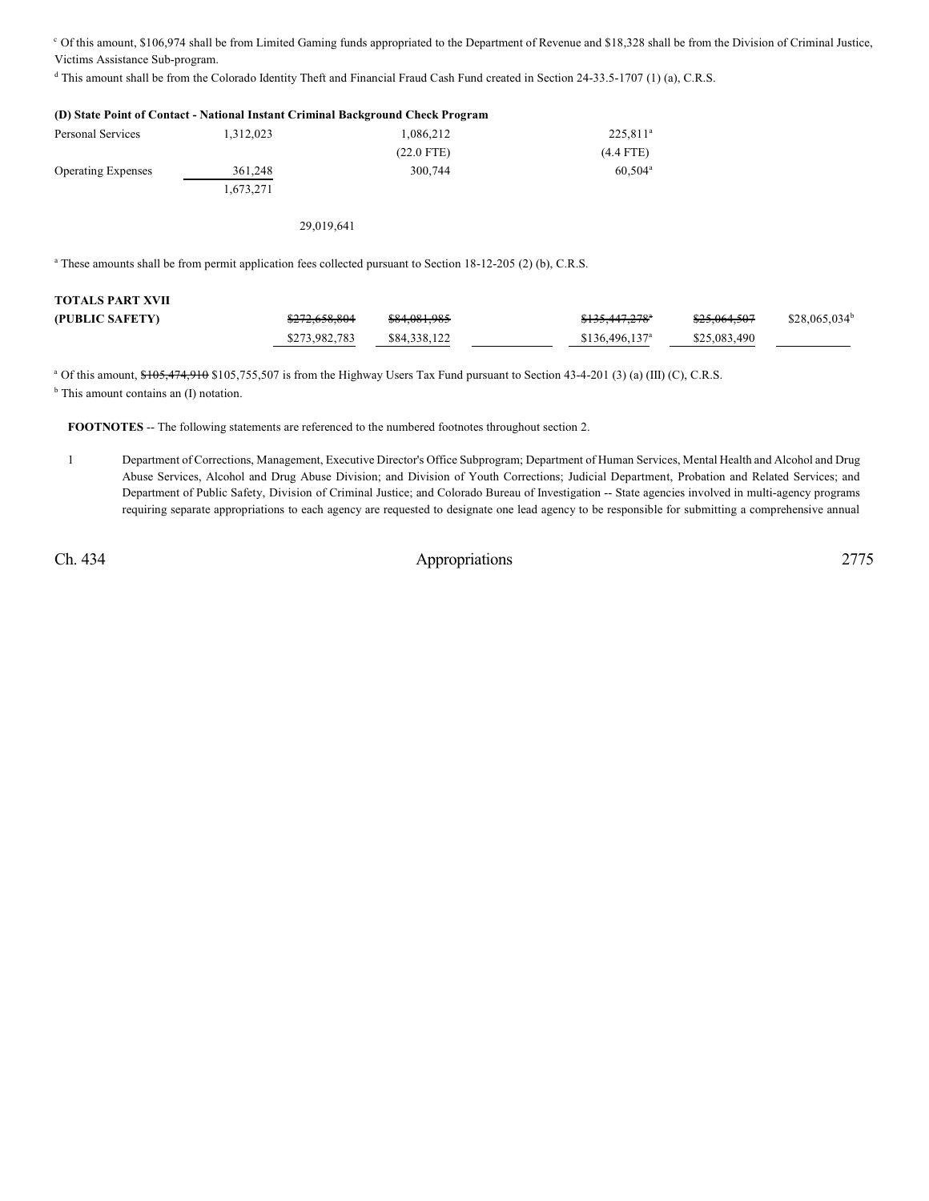[c] Of this amount, \$106,974 shall be from Limited Gaming funds appropriated to the Department of Revenue and \$18,328 shall be from the Division of Criminal Justice, Victims Assistance Sub-program.

[d] This amount shall be from the Colorado Identity Theft and Financial Fraud Cash Fund created in Section 24-33.5-1707 (1) (a), C.R.S.

**(D) State Point of Contact - National Instant Criminal Background Check Program**

| | | | | | | |
|---|---|---|---|---|---|---|
| Personal Services | 1,312,023 | 1,086,212 | | 225,811[a] | | |
| | | (22.0 FTE) | | (4.4 FTE) | | |
| Operating Expenses | 361,248 | 300,744 | | 60,504[a] | | |
| | 1,673,271 | | | | | |
| | | 29,019,641 | | | | |

[a] These amounts shall be from permit application fees collected pursuant to Section 18-12-205 (2) (b), C.R.S.

| | | | | | | |
|---|---|---|---|---|---|---|
| **TOTALS PART XVII** | | | | | | |
| **(PUBLIC SAFETY)** | ~~\$272,658,804~~ | ~~\$84,081,985~~ | | ~~\$135,447,278[a]~~ | ~~\$25,064,507~~ | \$28,065,034[b] |
| | \$273,982,783 | \$84,338,122 | | \$136,496,137[a] | \$25,083,490 | |

[a] Of this amount, ~~\$105,474,910~~ \$105,755,507 is from the Highway Users Tax Fund pursuant to Section 43-4-201 (3) (a) (III) (C), C.R.S.

[b] This amount contains an (I) notation.

**FOOTNOTES** -- The following statements are referenced to the numbered footnotes throughout section 2.

1 Department of Corrections, Management, Executive Director's Office Subprogram; Department of Human Services, Mental Health and Alcohol and Drug Abuse Services, Alcohol and Drug Abuse Division; and Division of Youth Corrections; Judicial Department, Probation and Related Services; and Department of Public Safety, Division of Criminal Justice; and Colorado Bureau of Investigation -- State agencies involved in multi-agency programs requiring separate appropriations to each agency are requested to designate one lead agency to be responsible for submitting a comprehensive annual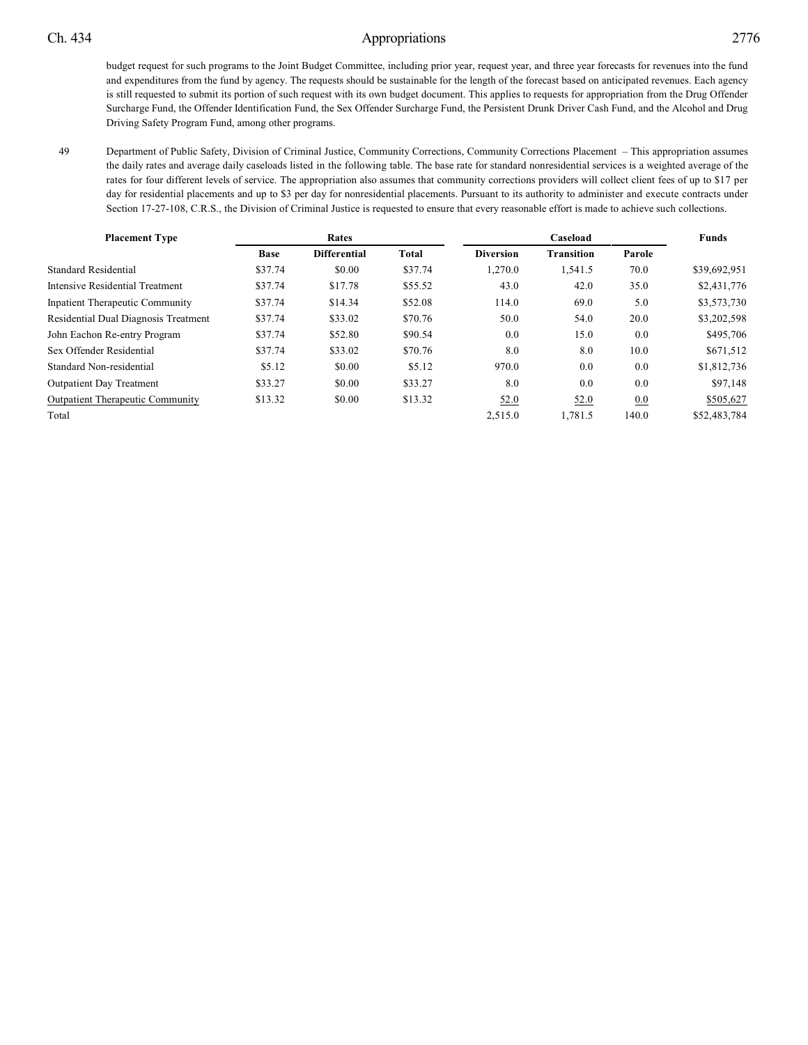budget request for such programs to the Joint Budget Committee, including prior year, request year, and three year forecasts for revenues into the fund and expenditures from the fund by agency. The requests should be sustainable for the length of the forecast based on anticipated revenues. Each agency is still requested to submit its portion of such request with its own budget document. This applies to requests for appropriation from the Drug Offender Surcharge Fund, the Offender Identification Fund, the Sex Offender Surcharge Fund, the Persistent Drunk Driver Cash Fund, and the Alcohol and Drug Driving Safety Program Fund, among other programs.

49 Department of Public Safety, Division of Criminal Justice, Community Corrections, Community Corrections Placement – This appropriation assumes the daily rates and average daily caseloads listed in the following table. The base rate for standard nonresidential services is a weighted average of the rates for four different levels of service. The appropriation also assumes that community corrections providers will collect client fees of up to $17 per day for residential placements and up to $3 per day for nonresidential placements. Pursuant to its authority to administer and execute contracts under Section 17-27-108, C.R.S., the Division of Criminal Justice is requested to ensure that every reasonable effort is made to achieve such collections.

| Placement Type | Rates | | | Caseload | | | Funds |
|---|---|---|---|---|---|---|---|
| | Base | Differential | Total | Diversion | Transition | Parole | |
| Standard Residential | $37.74 | $0.00 | $37.74 | 1,270.0 | 1,541.5 | 70.0 | $39,692,951 |
| Intensive Residential Treatment | $37.74 | $17.78 | $55.52 | 43.0 | 42.0 | 35.0 | $2,431,776 |
| Inpatient Therapeutic Community | $37.74 | $14.34 | $52.08 | 114.0 | 69.0 | 5.0 | $3,573,730 |
| Residential Dual Diagnosis Treatment | $37.74 | $33.02 | $70.76 | 50.0 | 54.0 | 20.0 | $3,202,598 |
| John Eachon Re-entry Program | $37.74 | $52.80 | $90.54 | 0.0 | 15.0 | 0.0 | $495,706 |
| Sex Offender Residential | $37.74 | $33.02 | $70.76 | 8.0 | 8.0 | 10.0 | $671,512 |
| Standard Non-residential | $5.12 | $0.00 | $5.12 | 970.0 | 0.0 | 0.0 | $1,812,736 |
| Outpatient Day Treatment | $33.27 | $0.00 | $33.27 | 8.0 | 0.0 | 0.0 | $97,148 |
| Outpatient Therapeutic Community | $13.32 | $0.00 | $13.32 | 52.0 | 52.0 | 0.0 | $505,627 |
| Total | | | | 2,515.0 | 1,781.5 | 140.0 | $52,483,784 |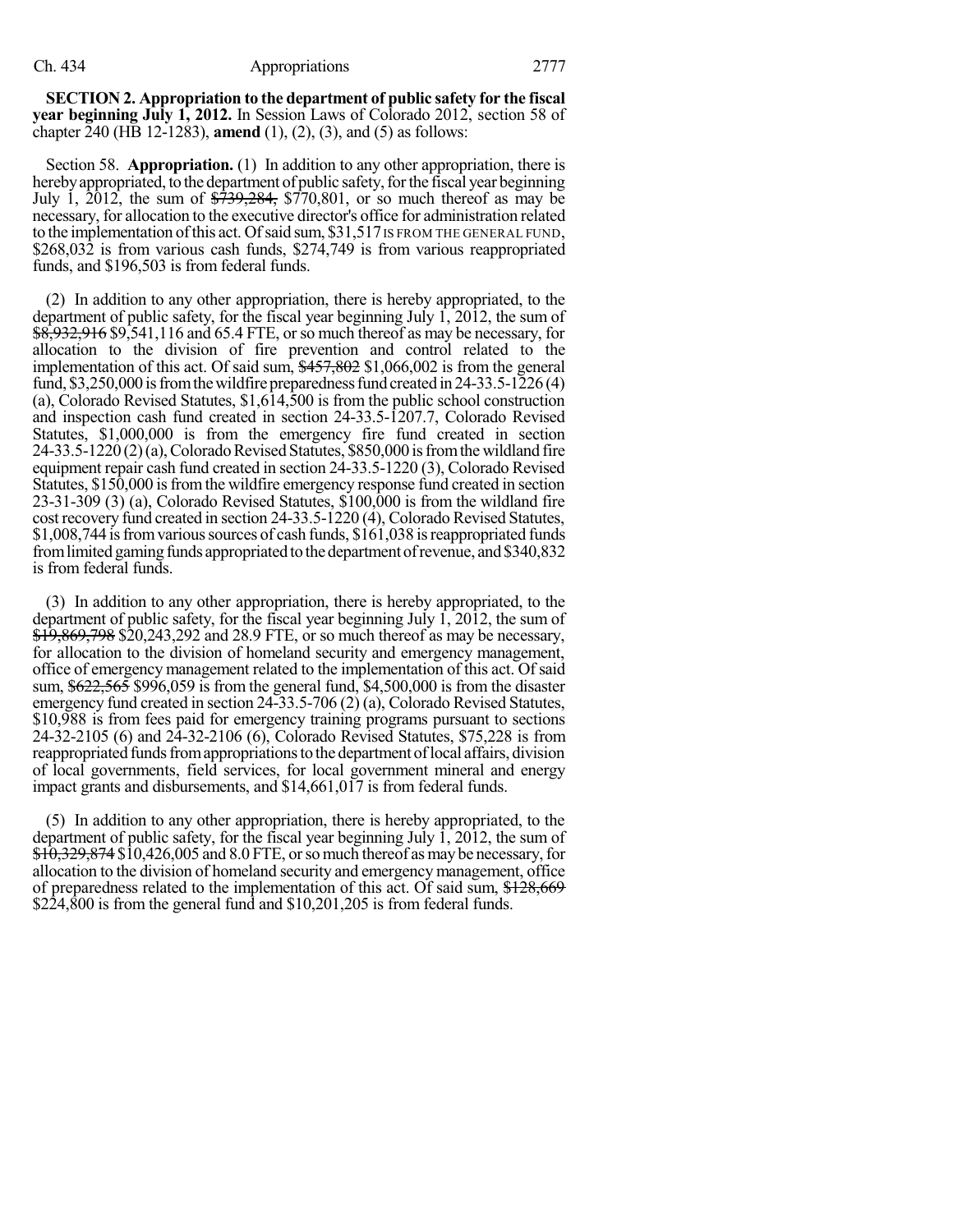**SECTION 2. Appropriation to the department of public safety for the fiscal year beginning July 1, 2012.** In Session Laws of Colorado 2012, section 58 of chapter 240 (HB 12-1283), **amend** (1), (2), (3), and (5) as follows:

Section 58. **Appropriation.** (1) In addition to any other appropriation, there is hereby appropriated, to the department of public safety, for the fiscal year beginning July 1, 2012, the sum of ~~$739,284,~~ $770,801, or so much thereof as may be necessary, for allocation to the executive director's office for administration related to the implementation of this act. Of said sum, $31,517 IS FROM THE GENERAL FUND, $268,032 is from various cash funds, $274,749 is from various reappropriated funds, and $196,503 is from federal funds.

(2) In addition to any other appropriation, there is hereby appropriated, to the department of public safety, for the fiscal year beginning July 1, 2012, the sum of ~~$8,932,916~~ $9,541,116 and 65.4 FTE, or so much thereof as may be necessary, for allocation to the division of fire prevention and control related to the implementation of this act. Of said sum, ~~$457,802~~ $1,066,002 is from the general fund, $3,250,000 is from the wildfire preparedness fund created in 24-33.5-1226 (4) (a), Colorado Revised Statutes, $1,614,500 is from the public school construction and inspection cash fund created in section 24-33.5-1207.7, Colorado Revised Statutes, $1,000,000 is from the emergency fire fund created in section 24-33.5-1220 (2) (a), Colorado Revised Statutes, $850,000 is from the wildland fire equipment repair cash fund created in section 24-33.5-1220 (3), Colorado Revised Statutes, $150,000 is from the wildfire emergency response fund created in section 23-31-309 (3) (a), Colorado Revised Statutes, $100,000 is from the wildland fire cost recovery fund created in section 24-33.5-1220 (4), Colorado Revised Statutes, $1,008,744 is from various sources of cash funds, $161,038 is reappropriated funds from limited gaming funds appropriated to the department of revenue, and $340,832 is from federal funds.

(3) In addition to any other appropriation, there is hereby appropriated, to the department of public safety, for the fiscal year beginning July 1, 2012, the sum of ~~$19,869,798~~ $20,243,292 and 28.9 FTE, or so much thereof as may be necessary, for allocation to the division of homeland security and emergency management, office of emergency management related to the implementation of this act. Of said sum, ~~$622,565~~ $996,059 is from the general fund, $4,500,000 is from the disaster emergency fund created in section 24-33.5-706 (2) (a), Colorado Revised Statutes, $10,988 is from fees paid for emergency training programs pursuant to sections 24-32-2105 (6) and 24-32-2106 (6), Colorado Revised Statutes, $75,228 is from reappropriated funds from appropriations to the department of local affairs, division of local governments, field services, for local government mineral and energy impact grants and disbursements, and $14,661,017 is from federal funds.

(5) In addition to any other appropriation, there is hereby appropriated, to the department of public safety, for the fiscal year beginning July 1, 2012, the sum of ~~$10,329,874~~ $10,426,005 and 8.0 FTE, or so much thereof as may be necessary, for allocation to the division of homeland security and emergency management, office of preparedness related to the implementation of this act. Of said sum, ~~$128,669~~ $224,800 is from the general fund and $10,201,205 is from federal funds.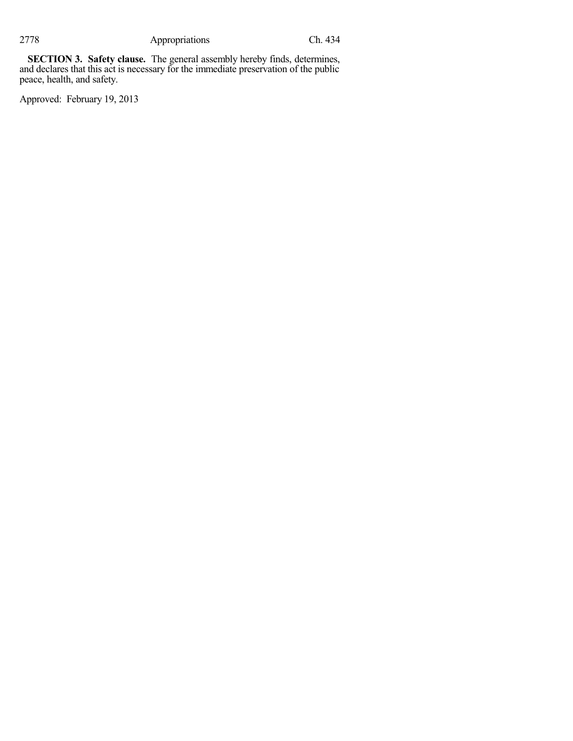**SECTION 3. Safety clause.** The general assembly hereby finds, determines, and declares that this act is necessary for the immediate preservation of the public peace, health, and safety.

Approved: February 19, 2013